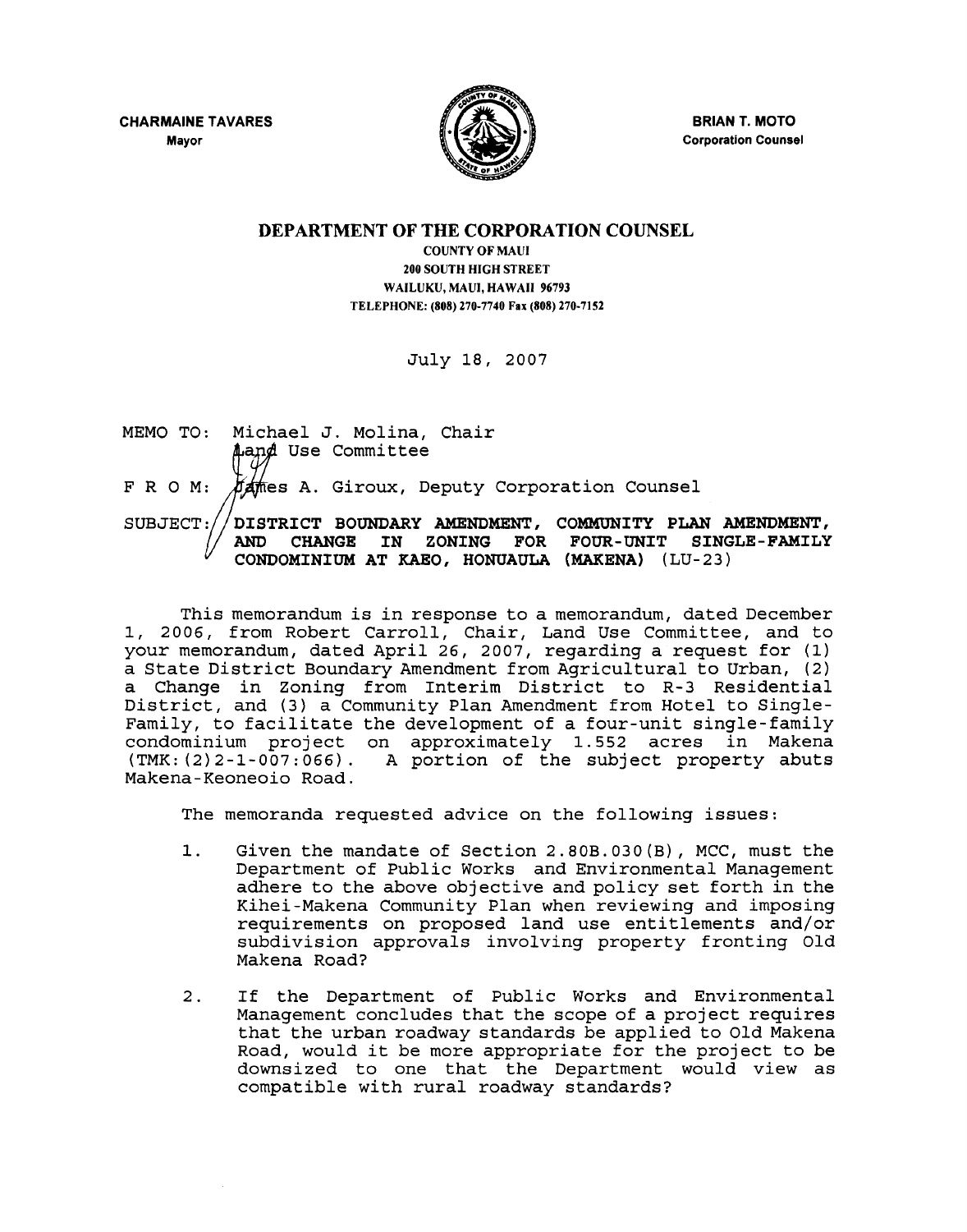**CHARMAINE TAVARES**
Mayor

**BRIAN T. MOTO**
Corporation Counsel

# DEPARTMENT OF THE CORPORATION COUNSEL

COUNTY OF MAUI
200 SOUTH HIGH STREET
WAILUKU, MAUI, HAWAII 96793
TELEPHONE: (808) 270-7740 Fax (808) 270-7152

July 18, 2007

MEMO TO: Michael J. Molina, Chair
Land Use Committee

F R O M: James A. Giroux, Deputy Corporation Counsel

SUBJECT: **DISTRICT BOUNDARY AMENDMENT, COMMUNITY PLAN AMENDMENT, AND CHANGE IN ZONING FOR FOUR-UNIT SINGLE-FAMILY CONDOMINIUM AT KAEO, HONUAULA (MAKENA)** (LU-23)

This memorandum is in response to a memorandum, dated December 1, 2006, from Robert Carroll, Chair, Land Use Committee, and to your memorandum, dated April 26, 2007, regarding a request for (1) a State District Boundary Amendment from Agricultural to Urban, (2) a Change in Zoning from Interim District to R-3 Residential District, and (3) a Community Plan Amendment from Hotel to Single-Family, to facilitate the development of a four-unit single-family condominium project on approximately 1.552 acres in Makena (TMK:(2)2-1-007:066). A portion of the subject property abuts Makena-Keoneoio Road.

The memoranda requested advice on the following issues:

1. Given the mandate of Section 2.80B.030(B), MCC, must the Department of Public Works and Environmental Management adhere to the above objective and policy set forth in the Kihei-Makena Community Plan when reviewing and imposing requirements on proposed land use entitlements and/or subdivision approvals involving property fronting Old Makena Road?

2. If the Department of Public Works and Environmental Management concludes that the scope of a project requires that the urban roadway standards be applied to Old Makena Road, would it be more appropriate for the project to be downsized to one that the Department would view as compatible with rural roadway standards?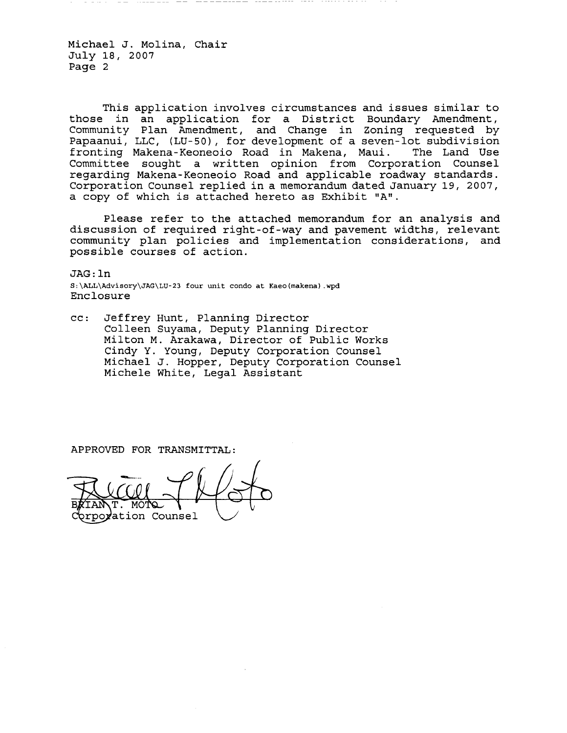Michael J. Molina, Chair
July 18, 2007
Page 2

This application involves circumstances and issues similar to those in an application for a District Boundary Amendment, Community Plan Amendment, and Change in Zoning requested by Papaanui, LLC, (LU-50), for development of a seven-lot subdivision fronting Makena-Keoneoio Road in Makena, Maui. The Land Use Committee sought a written opinion from Corporation Counsel regarding Makena-Keoneoio Road and applicable roadway standards. Corporation Counsel replied in a memorandum dated January 19, 2007, a copy of which is attached hereto as Exhibit "A".

Please refer to the attached memorandum for an analysis and discussion of required right-of-way and pavement widths, relevant community plan policies and implementation considerations, and possible courses of action.

JAG:ln
S:\ALL\Advisory\JAG\LU-23 four unit condo at Kaeo(makena).wpd
Enclosure

cc: Jeffrey Hunt, Planning Director
Colleen Suyama, Deputy Planning Director
Milton M. Arakawa, Director of Public Works
Cindy Y. Young, Deputy Corporation Counsel
Michael J. Hopper, Deputy Corporation Counsel
Michele White, Legal Assistant

APPROVED FOR TRANSMITTAL:

BRIAN T. MOTO
Corporation Counsel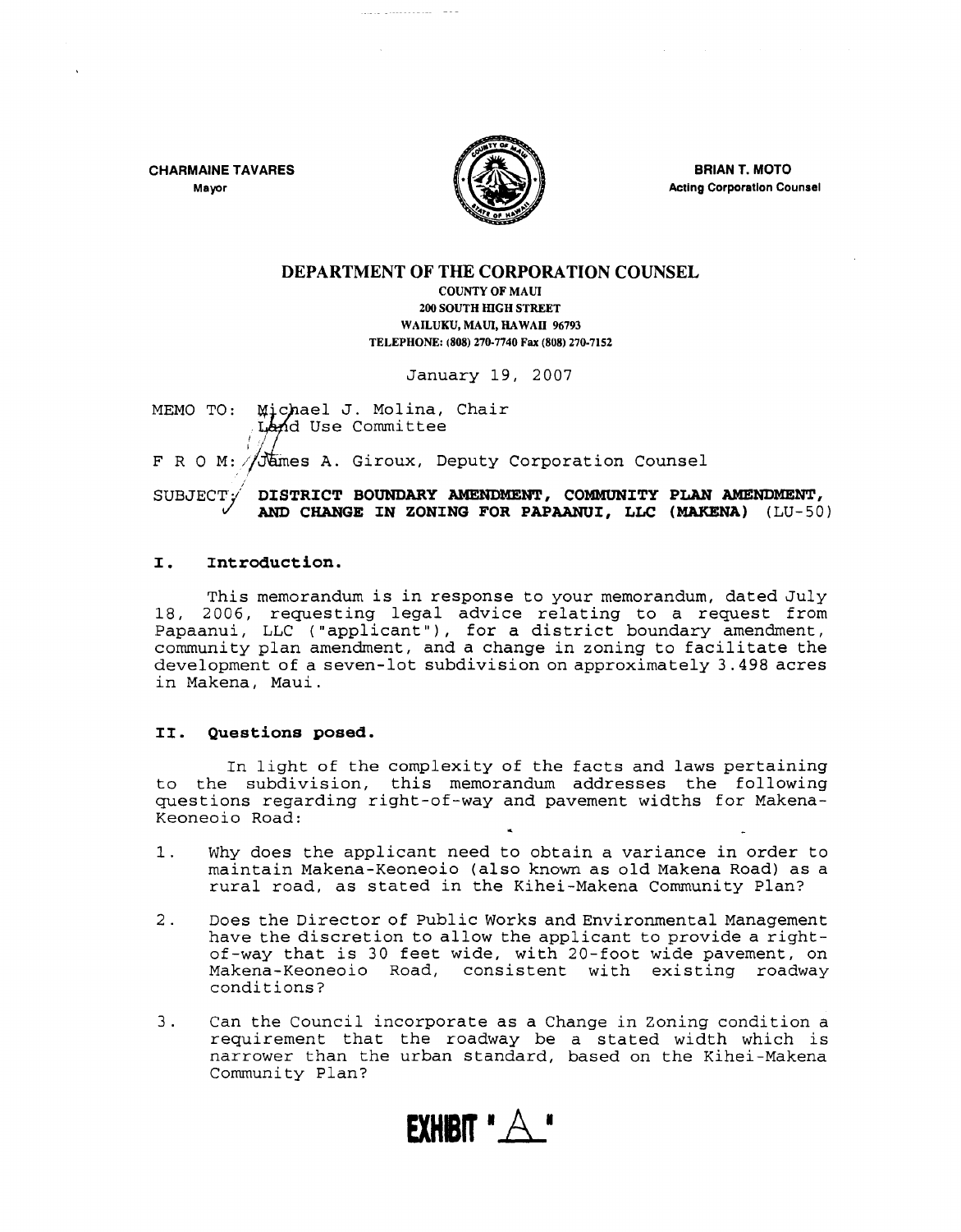CHARMAINE TAVARES
Mayor

BRIAN T. MOTO
Acting Corporation Counsel

# DEPARTMENT OF THE CORPORATION COUNSEL

COUNTY OF MAUI
200 SOUTH HIGH STREET
WAILUKU, MAUI, HAWAII 96793
TELEPHONE: (808) 270-7740 Fax (808) 270-7152

January 19, 2007

MEMO TO: Michael J. Molina, Chair
Land Use Committee

F R O M: James A. Giroux, Deputy Corporation Counsel

SUBJECT: **DISTRICT BOUNDARY AMENDMENT, COMMUNITY PLAN AMENDMENT, AND CHANGE IN ZONING FOR PAPAANUI, LLC (MAKENA)** (LU-50)

## I. Introduction.

This memorandum is in response to your memorandum, dated July 18, 2006, requesting legal advice relating to a request from Papaanui, LLC ("applicant"), for a district boundary amendment, community plan amendment, and a change in zoning to facilitate the development of a seven-lot subdivision on approximately 3.498 acres in Makena, Maui.

## II. Questions posed.

In light of the complexity of the facts and laws pertaining to the subdivision, this memorandum addresses the following questions regarding right-of-way and pavement widths for Makena-Keoneoio Road:

1. Why does the applicant need to obtain a variance in order to maintain Makena-Keoneoio (also known as old Makena Road) as a rural road, as stated in the Kihei-Makena Community Plan?

2. Does the Director of Public Works and Environmental Management have the discretion to allow the applicant to provide a right-of-way that is 30 feet wide, with 20-foot wide pavement, on Makena-Keoneoio Road, consistent with existing roadway conditions?

3. Can the Council incorporate as a Change in Zoning condition a requirement that the roadway be a stated width which is narrower than the urban standard, based on the Kihei-Makena Community Plan?

EXHIBIT "A"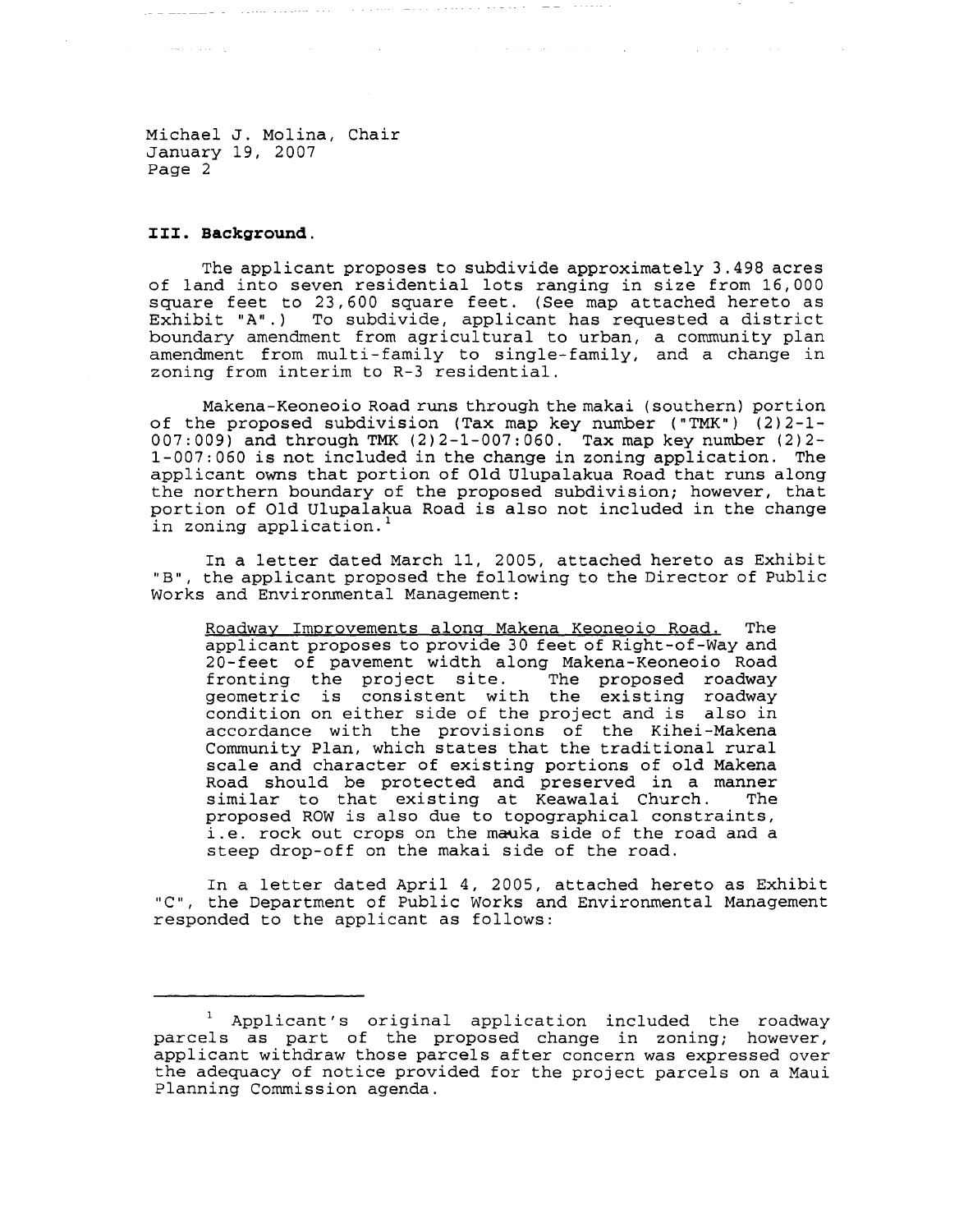Michael J. Molina, Chair
January 19, 2007
Page 2

### III. Background.

The applicant proposes to subdivide approximately 3.498 acres of land into seven residential lots ranging in size from 16,000 square feet to 23,600 square feet. (See map attached hereto as Exhibit "A".) To subdivide, applicant has requested a district boundary amendment from agricultural to urban, a community plan amendment from multi-family to single-family, and a change in zoning from interim to R-3 residential.

Makena-Keoneoio Road runs through the makai (southern) portion of the proposed subdivision (Tax map key number ("TMK") (2)2-1-007:009) and through TMK (2)2-1-007:060. Tax map key number (2)2-1-007:060 is not included in the change in zoning application. The applicant owns that portion of Old Ulupalakua Road that runs along the northern boundary of the proposed subdivision; however, that portion of Old Ulupalakua Road is also not included in the change in zoning application.[1]

In a letter dated March 11, 2005, attached hereto as Exhibit "B", the applicant proposed the following to the Director of Public Works and Environmental Management:

> Roadway Improvements along Makena Keoneoio Road. The applicant proposes to provide 30 feet of Right-of-Way and 20-feet of pavement width along Makena-Keoneoio Road fronting the project site. The proposed roadway geometric is consistent with the existing roadway condition on either side of the project and is also in accordance with the provisions of the Kihei-Makena Community Plan, which states that the traditional rural scale and character of existing portions of old Makena Road should be protected and preserved in a manner similar to that existing at Keawalai Church. The proposed ROW is also due to topographical constraints, i.e. rock out crops on the mauka side of the road and a steep drop-off on the makai side of the road.

In a letter dated April 4, 2005, attached hereto as Exhibit "C", the Department of Public Works and Environmental Management responded to the applicant as follows:

---

[1] Applicant's original application included the roadway parcels as part of the proposed change in zoning; however, applicant withdraw those parcels after concern was expressed over the adequacy of notice provided for the project parcels on a Maui Planning Commission agenda.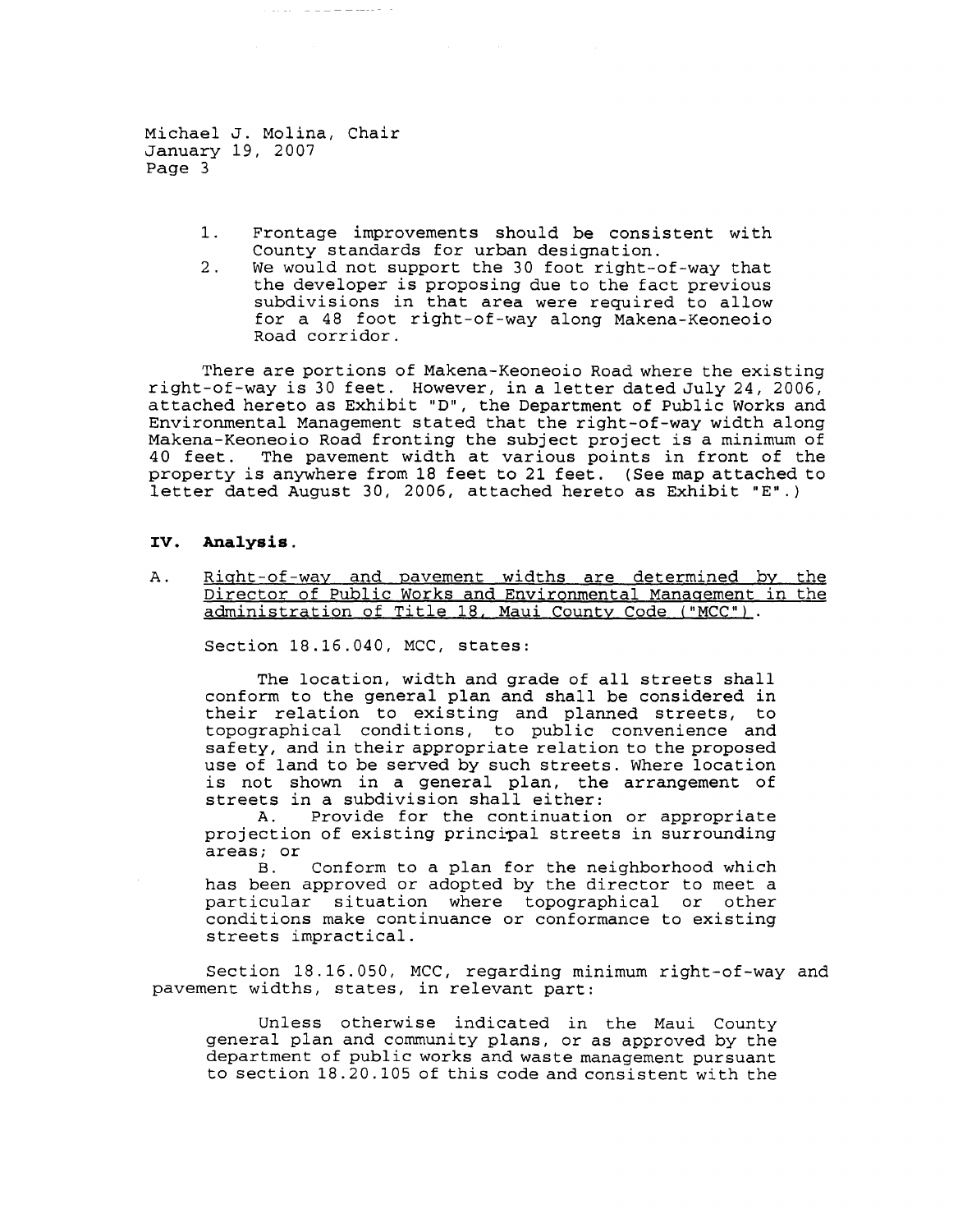1. Frontage improvements should be consistent with County standards for urban designation.
2. We would not support the 30 foot right-of-way that the developer is proposing due to the fact previous subdivisions in that area were required to allow for a 48 foot right-of-way along Makena-Keoneoio Road corridor.

There are portions of Makena-Keoneoio Road where the existing right-of-way is 30 feet. However, in a letter dated July 24, 2006, attached hereto as Exhibit "D", the Department of Public Works and Environmental Management stated that the right-of-way width along Makena-Keoneoio Road fronting the subject project is a minimum of 40 feet. The pavement width at various points in front of the property is anywhere from 18 feet to 21 feet. (See map attached to letter dated August 30, 2006, attached hereto as Exhibit "E".)

## IV. Analysis.

A. Right-of-way and pavement widths are determined by the Director of Public Works and Environmental Management in the administration of Title 18, Maui County Code ("MCC").

Section 18.16.040, MCC, states:

> The location, width and grade of all streets shall conform to the general plan and shall be considered in their relation to existing and planned streets, to topographical conditions, to public convenience and safety, and in their appropriate relation to the proposed use of land to be served by such streets. Where location is not shown in a general plan, the arrangement of streets in a subdivision shall either:
>
> A. Provide for the continuation or appropriate projection of existing principal streets in surrounding areas; or
>
> B. Conform to a plan for the neighborhood which has been approved or adopted by the director to meet a particular situation where topographical or other conditions make continuance or conformance to existing streets impractical.

Section 18.16.050, MCC, regarding minimum right-of-way and pavement widths, states, in relevant part:

> Unless otherwise indicated in the Maui County general plan and community plans, or as approved by the department of public works and waste management pursuant to section 18.20.105 of this code and consistent with the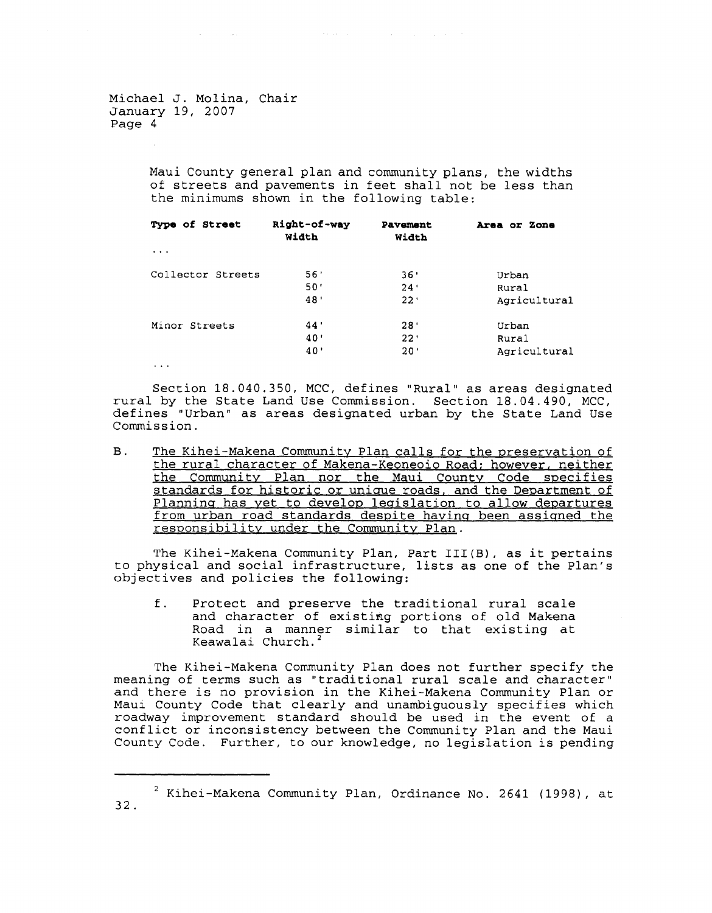Maui County general plan and community plans, the widths of streets and pavements in feet shall not be less than the minimums shown in the following table:

| **Type of Street** | **Right-of-way Width** | **Pavement Width** | **Area or Zone** |
|---|---|---|---|
| . . . | | | |
| Collector Streets | 56' | 36' | Urban |
| | 50' | 24' | Rural |
| | 48' | 22' | Agricultural |
| Minor Streets | 44' | 28' | Urban |
| | 40' | 22' | Rural |
| | 40' | 20' | Agricultural |
| . . . | | | |

Section 18.040.350, MCC, defines "Rural" as areas designated rural by the State Land Use Commission. Section 18.04.490, MCC, defines "Urban" as areas designated urban by the State Land Use Commission.

B. <u>The Kihei-Makena Community Plan calls for the preservation of the rural character of Makena-Keoneoio Road; however, neither the Community Plan nor the Maui County Code specifies standards for historic or unique roads, and the Department of Planning has yet to develop legislation to allow departures from urban road standards despite having been assigned the responsibility under the Community Plan.</u>

The Kihei-Makena Community Plan, Part III(B), as it pertains to physical and social infrastructure, lists as one of the Plan's objectives and policies the following:

> f. Protect and preserve the traditional rural scale and character of existing portions of old Makena Road in a manner similar to that existing at Keawalai Church.[2]

The Kihei-Makena Community Plan does not further specify the meaning of terms such as "traditional rural scale and character" and there is no provision in the Kihei-Makena Community Plan or Maui County Code that clearly and unambiguously specifies which roadway improvement standard should be used in the event of a conflict or inconsistency between the Community Plan and the Maui County Code. Further, to our knowledge, no legislation is pending

---

[2] Kihei-Makena Community Plan, Ordinance No. 2641 (1998), at 32.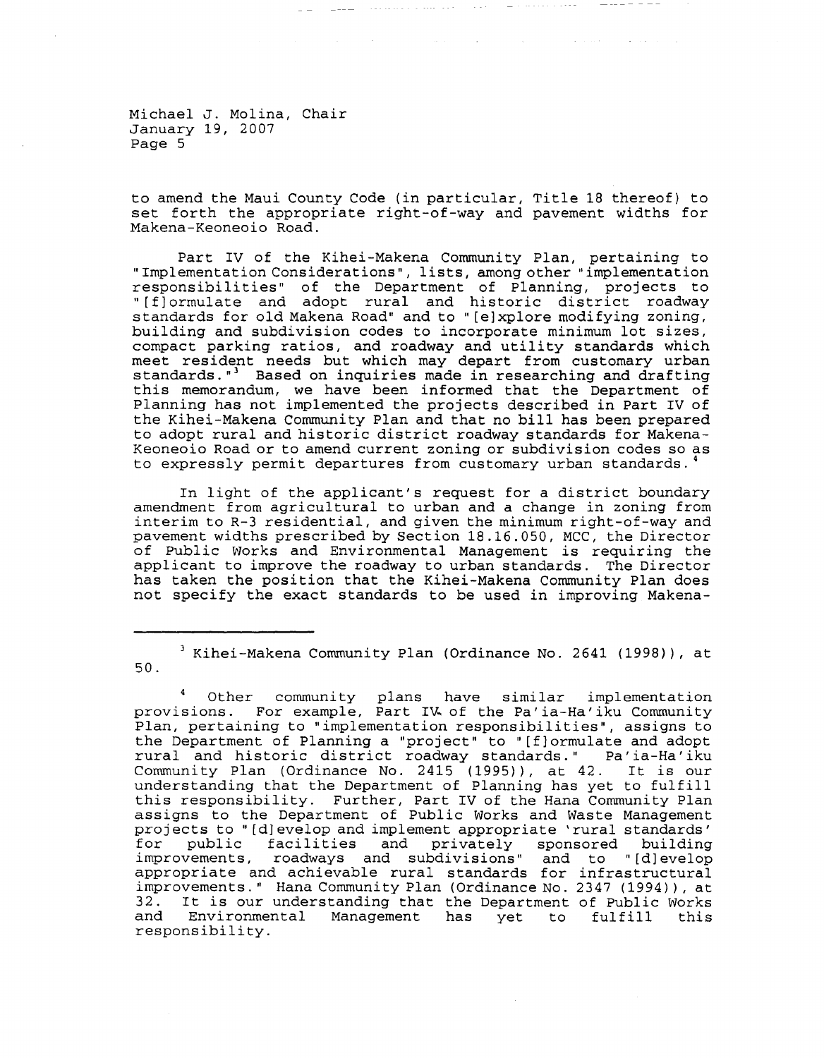to amend the Maui County Code (in particular, Title 18 thereof) to set forth the appropriate right-of-way and pavement widths for Makena-Keoneoio Road.

Part IV of the Kihei-Makena Community Plan, pertaining to "Implementation Considerations", lists, among other "implementation responsibilities" of the Department of Planning, projects to "[f]ormulate and adopt rural and historic district roadway standards for old Makena Road" and to "[e]xplore modifying zoning, building and subdivision codes to incorporate minimum lot sizes, compact parking ratios, and roadway and utility standards which meet resident needs but which may depart from customary urban standards."[3] Based on inquiries made in researching and drafting this memorandum, we have been informed that the Department of Planning has not implemented the projects described in Part IV of the Kihei-Makena Community Plan and that no bill has been prepared to adopt rural and historic district roadway standards for Makena-Keoneoio Road or to amend current zoning or subdivision codes so as to expressly permit departures from customary urban standards.[4]

In light of the applicant's request for a district boundary amendment from agricultural to urban and a change in zoning from interim to R-3 residential, and given the minimum right-of-way and pavement widths prescribed by Section 18.16.050, MCC, the Director of Public Works and Environmental Management is requiring the applicant to improve the roadway to urban standards. The Director has taken the position that the Kihei-Makena Community Plan does not specify the exact standards to be used in improving Makena-

---

[3] Kihei-Makena Community Plan (Ordinance No. 2641 (1998)), at 50.

[4] Other community plans have similar implementation provisions. For example, Part IV of the Pa'ia-Ha'iku Community Plan, pertaining to "implementation responsibilities", assigns to the Department of Planning a "project" to "[f]ormulate and adopt rural and historic district roadway standards." Pa'ia-Ha'iku Community Plan (Ordinance No. 2415 (1995)), at 42. It is our understanding that the Department of Planning has yet to fulfill this responsibility. Further, Part IV of the Hana Community Plan assigns to the Department of Public Works and Waste Management projects to "[d]evelop and implement appropriate 'rural standards' for public facilities and privately sponsored building improvements, roadways and subdivisions" and to "[d]evelop appropriate and achievable rural standards for infrastructural improvements." Hana Community Plan (Ordinance No. 2347 (1994)), at 32. It is our understanding that the Department of Public Works and Environmental Management has yet to fulfill this responsibility.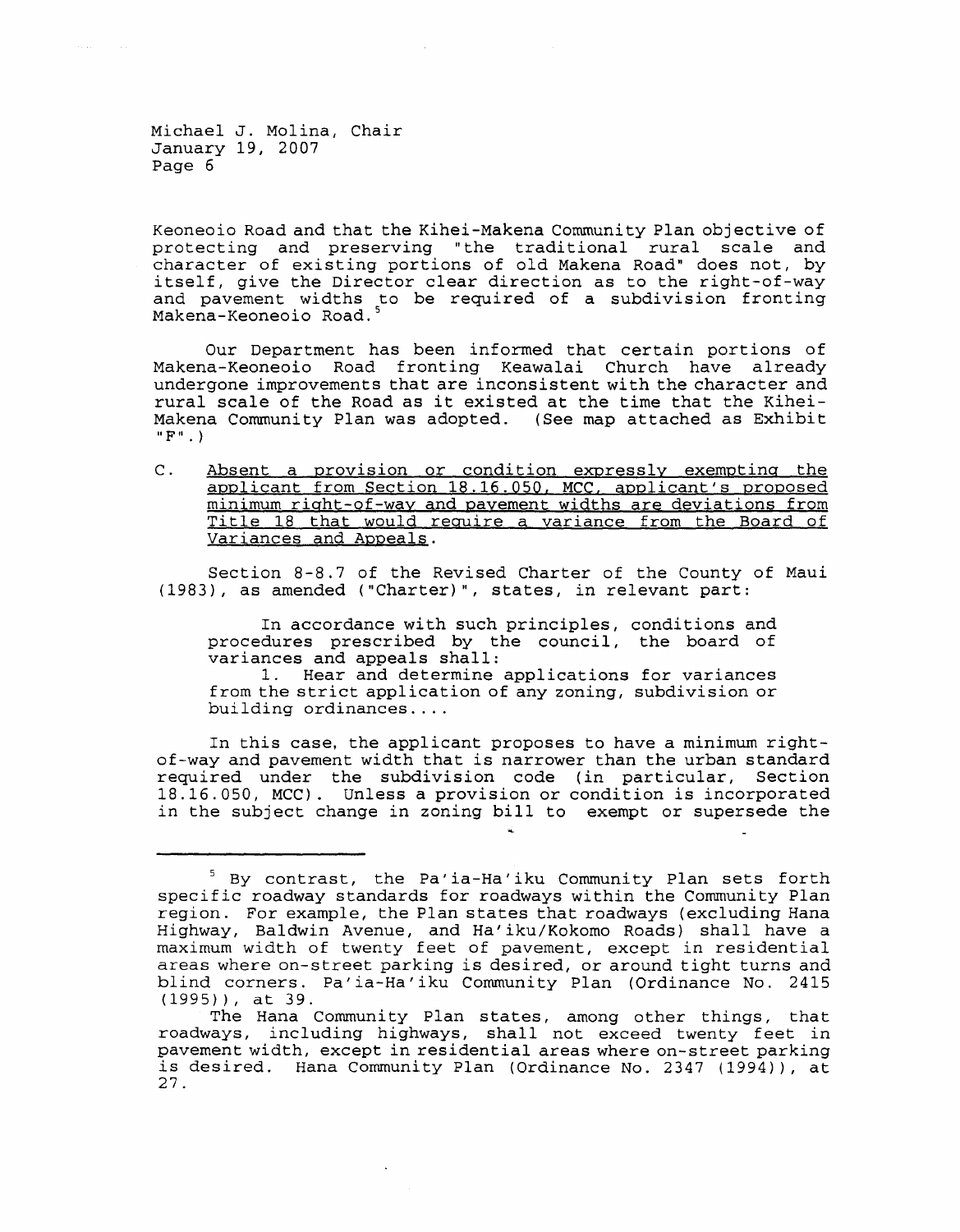Keoneoio Road and that the Kihei-Makena Community Plan objective of protecting and preserving "the traditional rural scale and character of existing portions of old Makena Road" does not, by itself, give the Director clear direction as to the right-of-way and pavement widths to be required of a subdivision fronting Makena-Keoneoio Road.[5]

Our Department has been informed that certain portions of Makena-Keoneoio Road fronting Keawalai Church have already undergone improvements that are inconsistent with the character and rural scale of the Road as it existed at the time that the Kihei-Makena Community Plan was adopted. (See map attached as Exhibit "F".)

C. <u>Absent a provision or condition expressly exempting the applicant from Section 18.16.050, MCC, applicant's proposed minimum right-of-way and pavement widths are deviations from Title 18 that would require a variance from the Board of Variances and Appeals</u>.

Section 8-8.7 of the Revised Charter of the County of Maui (1983), as amended ("Charter)", states, in relevant part:

> In accordance with such principles, conditions and procedures prescribed by the council, the board of variances and appeals shall:
>
> 1. Hear and determine applications for variances from the strict application of any zoning, subdivision or building ordinances....

In this case, the applicant proposes to have a minimum right-of-way and pavement width that is narrower than the urban standard required under the subdivision code (in particular, Section 18.16.050, MCC). Unless a provision or condition is incorporated in the subject change in zoning bill to exempt or supersede the

---

[5] By contrast, the Pa'ia-Ha'iku Community Plan sets forth specific roadway standards for roadways within the Community Plan region. For example, the Plan states that roadways (excluding Hana Highway, Baldwin Avenue, and Ha'iku/Kokomo Roads) shall have a maximum width of twenty feet of pavement, except in residential areas where on-street parking is desired, or around tight turns and blind corners. Pa'ia-Ha'iku Community Plan (Ordinance No. 2415 (1995)), at 39.

The Hana Community Plan states, among other things, that roadways, including highways, shall not exceed twenty feet in pavement width, except in residential areas where on-street parking is desired. Hana Community Plan (Ordinance No. 2347 (1994)), at 27.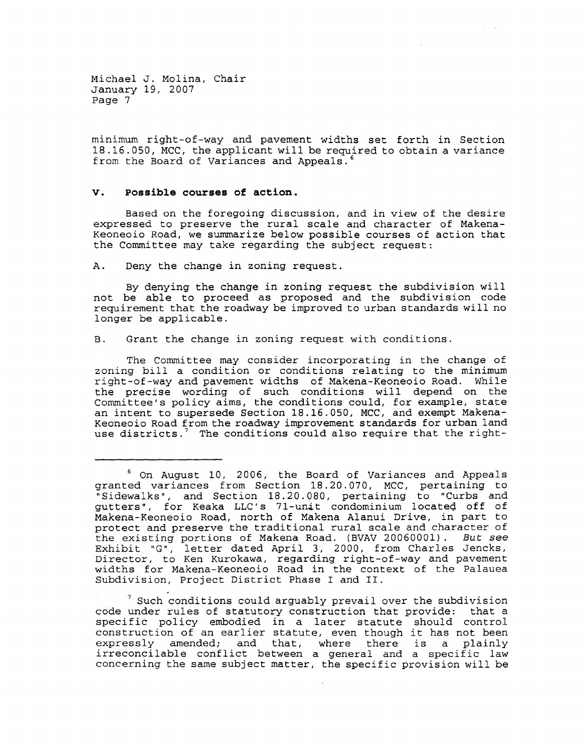minimum right-of-way and pavement widths set forth in Section 18.16.050, MCC, the applicant will be required to obtain a variance from the Board of Variances and Appeals.[6]

## V. Possible courses of action.

Based on the foregoing discussion, and in view of the desire expressed to preserve the rural scale and character of Makena-Keoneoio Road, we summarize below possible courses of action that the Committee may take regarding the subject request:

A. Deny the change in zoning request.

By denying the change in zoning request the subdivision will not be able to proceed as proposed and the subdivision code requirement that the roadway be improved to urban standards will no longer be applicable.

B. Grant the change in zoning request with conditions.

The Committee may consider incorporating in the change of zoning bill a condition or conditions relating to the minimum right-of-way and pavement widths of Makena-Keoneoio Road. While the precise wording of such conditions will depend on the Committee's policy aims, the conditions could, for example, state an intent to supersede Section 18.16.050, MCC, and exempt Makena-Keoneoio Road from the roadway improvement standards for urban land use districts.[7] The conditions could also require that the right-

---

[6] On August 10, 2006, the Board of Variances and Appeals granted variances from Section 18.20.070, MCC, pertaining to "Sidewalks", and Section 18.20.080, pertaining to "Curbs and gutters", for Keaka LLC's 71-unit condominium located off of Makena-Keoneoio Road, north of Makena Alanui Drive, in part to protect and preserve the traditional rural scale and character of the existing portions of Makena Road. (BVAV 20060001). *But see* Exhibit "G", letter dated April 3, 2000, from Charles Jencks, Director, to Ken Kurokawa, regarding right-of-way and pavement widths for Makena-Keoneoio Road in the context of the Palauea Subdivision, Project District Phase I and II.

[7] Such conditions could arguably prevail over the subdivision code under rules of statutory construction that provide: that a specific policy embodied in a later statute should control construction of an earlier statute, even though it has not been expressly amended; and that, where there is a plainly irreconcilable conflict between a general and a specific law concerning the same subject matter, the specific provision will be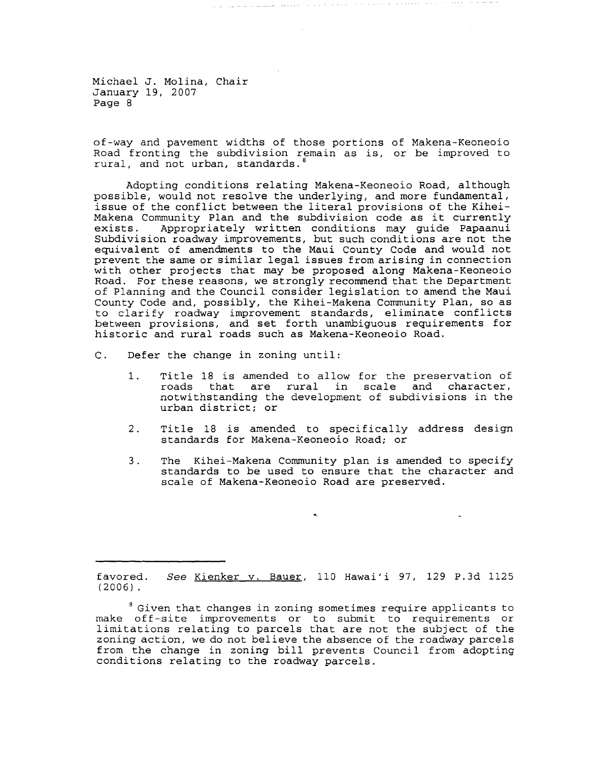of-way and pavement widths of those portions of Makena-Keoneoio Road fronting the subdivision remain as is, or be improved to rural, and not urban, standards.[8]

Adopting conditions relating Makena-Keoneoio Road, although possible, would not resolve the underlying, and more fundamental, issue of the conflict between the literal provisions of the Kihei-Makena Community Plan and the subdivision code as it currently exists. Appropriately written conditions may guide Papaanui Subdivision roadway improvements, but such conditions are not the equivalent of amendments to the Maui County Code and would not prevent the same or similar legal issues from arising in connection with other projects that may be proposed along Makena-Keoneoio Road. For these reasons, we strongly recommend that the Department of Planning and the Council consider legislation to amend the Maui County Code and, possibly, the Kihei-Makena Community Plan, so as to clarify roadway improvement standards, eliminate conflicts between provisions, and set forth unambiguous requirements for historic and rural roads such as Makena-Keoneoio Road.

C. Defer the change in zoning until:

1. Title 18 is amended to allow for the preservation of roads that are rural in scale and character, notwithstanding the development of subdivisions in the urban district; or

2. Title 18 is amended to specifically address design standards for Makena-Keoneoio Road; or

3. The Kihei-Makena Community plan is amended to specify standards to be used to ensure that the character and scale of Makena-Keoneoio Road are preserved.

---

favored. *See* Kienker v. Bauer, 110 Hawai'i 97, 129 P.3d 1125 (2006).

[8] Given that changes in zoning sometimes require applicants to make off-site improvements or to submit to requirements or limitations relating to parcels that are not the subject of the zoning action, we do not believe the absence of the roadway parcels from the change in zoning bill prevents Council from adopting conditions relating to the roadway parcels.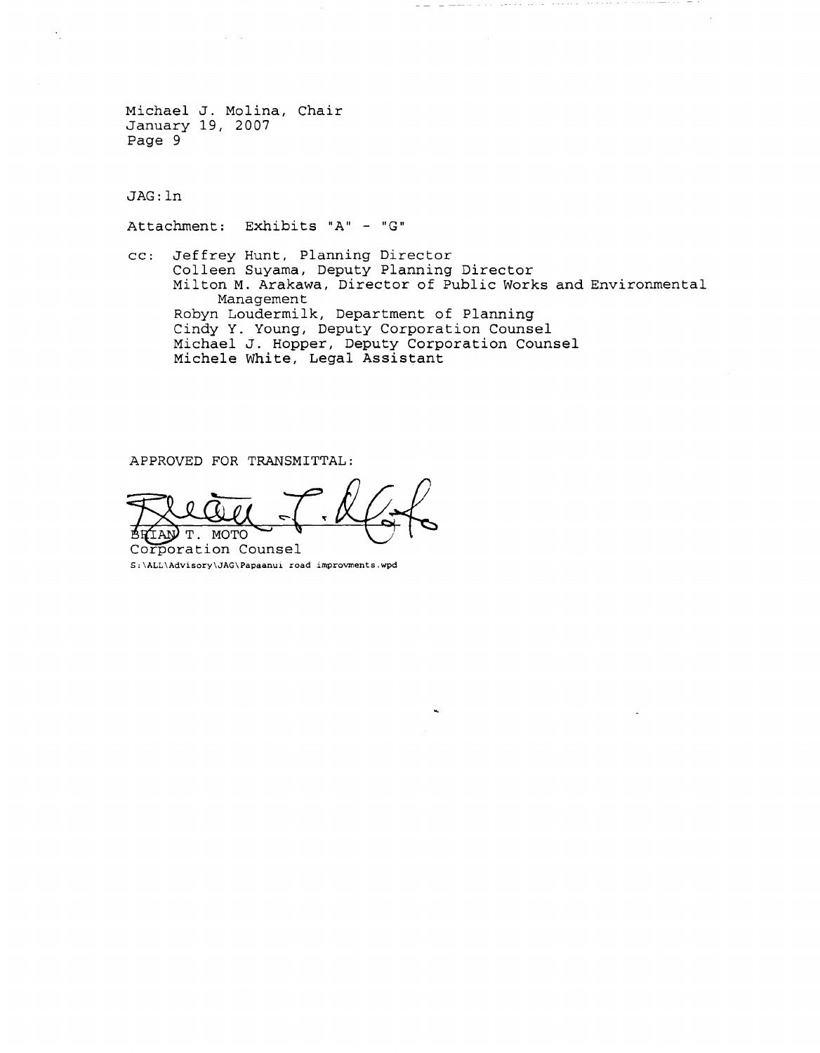Michael J. Molina, Chair
January 19, 2007
Page 9

JAG:ln

Attachment: Exhibits "A" - "G"

cc: Jeffrey Hunt, Planning Director
Colleen Suyama, Deputy Planning Director
Milton M. Arakawa, Director of Public Works and Environmental Management
Robyn Loudermilk, Department of Planning
Cindy Y. Young, Deputy Corporation Counsel
Michael J. Hopper, Deputy Corporation Counsel
Michele White, Legal Assistant

APPROVED FOR TRANSMITTAL:

BRIAN T. MOTO
Corporation Counsel

S:\ALL\Advisory\JAG\Papaanui road improvments.wpd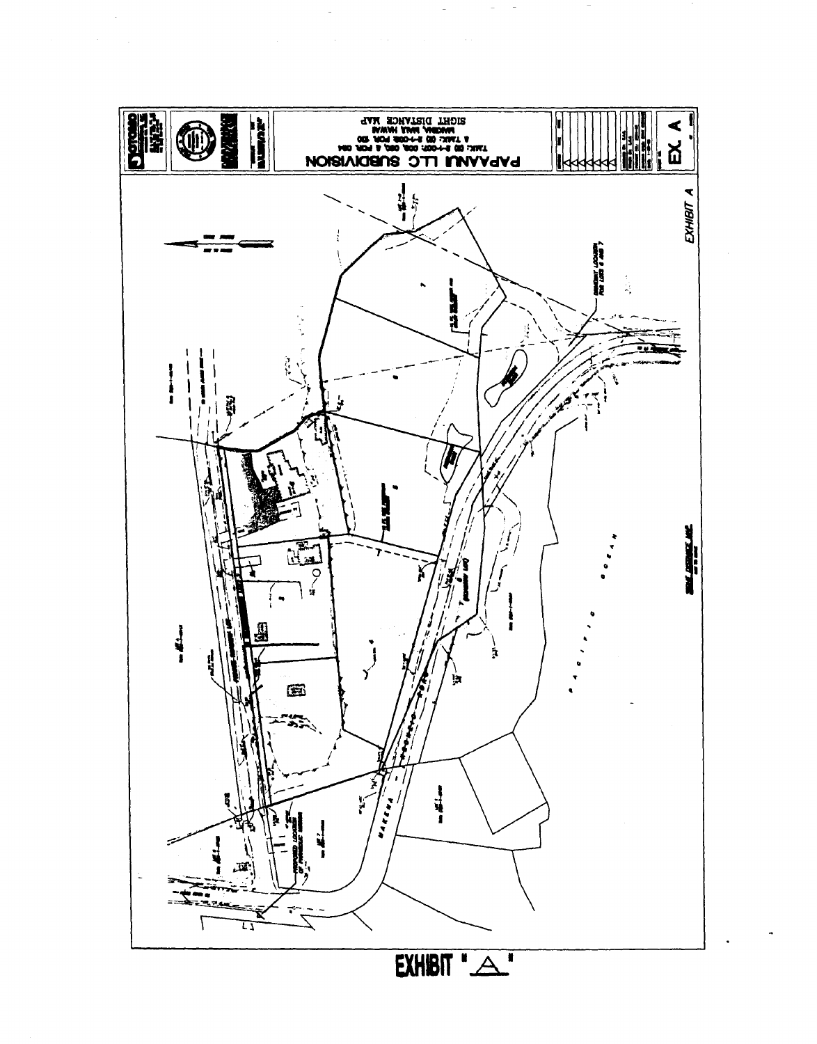# PAPAANUI LLC SUBDIVISION

TMK: (2) 2-1-007: 009, 080, & POR. 084
& TMK: (2) 2-1-008: POR. 120
MAKENA, MAUI, HAWAII

SIGHT DISTANCE MAP

EX. A

EXHIBIT A

PACIFIC OCEAN

MAKENA - KEONEOIO ROAD

SIGHT DISTANCE MAP

EXHIBIT "A"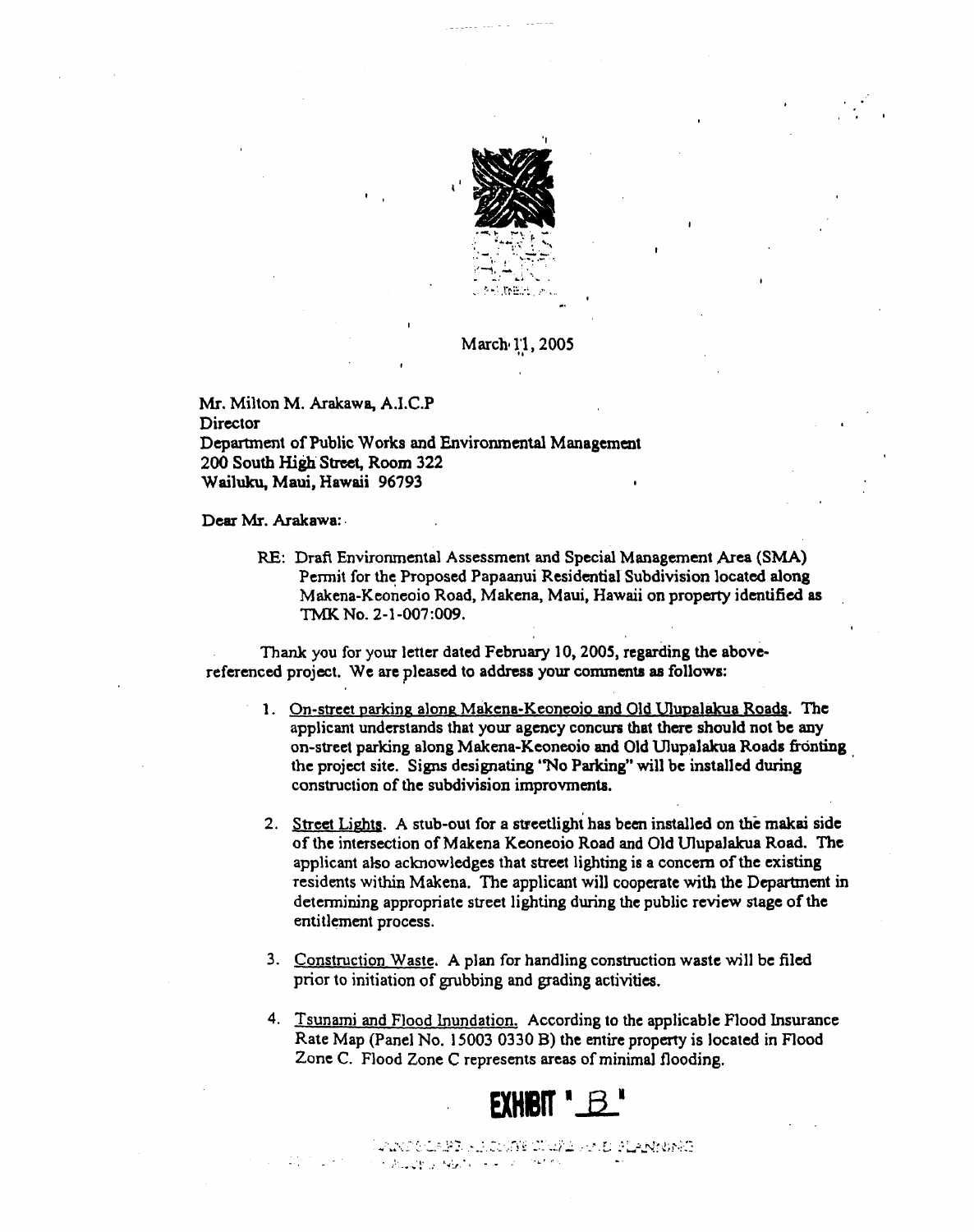March 11, 2005

Mr. Milton M. Arakawa, A.I.C.P
Director
Department of Public Works and Environmental Management
200 South High Street, Room 322
Wailuku, Maui, Hawaii 96793

Dear Mr. Arakawa:

RE: Draft Environmental Assessment and Special Management Area (SMA) Permit for the Proposed Papaanui Residential Subdivision located along Makena-Keoneoio Road, Makena, Maui, Hawaii on property identified as TMK No. 2-1-007:009.

Thank you for your letter dated February 10, 2005, regarding the above-referenced project. We are pleased to address your comments as follows:

1. On-street parking along Makena-Keoneoio and Old Ulupalakua Roads. The applicant understands that your agency concurs that there should not be any on-street parking along Makena-Keoneoio and Old Ulupalakua Roads fronting the project site. Signs designating "No Parking" will be installed during construction of the subdivision improvments.

2. Street Lights. A stub-out for a streetlight has been installed on the makai side of the intersection of Makena Keoneoio Road and Old Ulupalakua Road. The applicant also acknowledges that street lighting is a concern of the existing residents within Makena. The applicant will cooperate with the Department in determining appropriate street lighting during the public review stage of the entitlement process.

3. Construction Waste. A plan for handling construction waste will be filed prior to initiation of grubbing and grading activities.

4. Tsunami and Flood Inundation. According to the applicable Flood Insurance Rate Map (Panel No. 15003 0330 B) the entire property is located in Flood Zone C. Flood Zone C represents areas of minimal flooding.

**EXHIBIT "B"**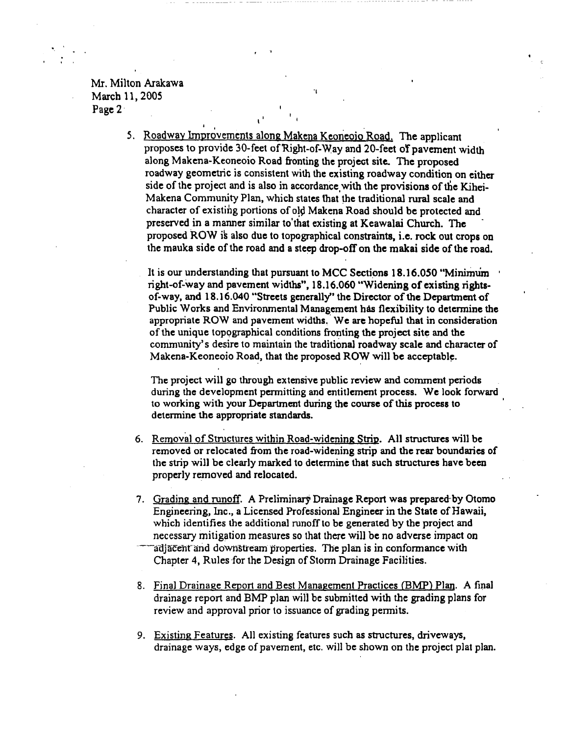Mr. Milton Arakawa
March 11, 2005
Page 2

5. Roadway Improvements along Makena Keoneoio Road. The applicant proposes to provide 30-feet of Right-of-Way and 20-feet of pavement width along Makena-Keoneoio Road fronting the project site. The proposed roadway geometric is consistent with the existing roadway condition on either side of the project and is also in accordance with the provisions of the Kihei-Makena Community Plan, which states that the traditional rural scale and character of existing portions of old Makena Road should be protected and preserved in a manner similar to that existing at Keawalai Church. The proposed ROW is also due to topographical constraints, i.e. rock out crops on the mauka side of the road and a steep drop-off on the makai side of the road.

   It is our understanding that pursuant to MCC Sections 18.16.050 "Minimum right-of-way and pavement widths", 18.16.060 "Widening of existing rights-of-way, and 18.16.040 "Streets generally" the Director of the Department of Public Works and Environmental Management has flexibility to determine the appropriate ROW and pavement widths. We are hopeful that in consideration of the unique topographical conditions fronting the project site and the community's desire to maintain the traditional roadway scale and character of Makena-Keoneoio Road, that the proposed ROW will be acceptable.

   The project will go through extensive public review and comment periods during the development permitting and entitlement process. We look forward to working with your Department during the course of this process to determine the appropriate standards.

6. Removal of Structures within Road-widening Strip. All structures will be removed or relocated from the road-widening strip and the rear boundaries of the strip will be clearly marked to determine that such structures have been properly removed and relocated.

7. Grading and runoff. A Preliminary Drainage Report was prepared by Otomo Engineering, Inc., a Licensed Professional Engineer in the State of Hawaii, which identifies the additional runoff to be generated by the project and necessary mitigation measures so that there will be no adverse impact on adjacent and downstream properties. The plan is in conformance with Chapter 4, Rules for the Design of Storm Drainage Facilities.

8. Final Drainage Report and Best Management Practices (BMP) Plan. A final drainage report and BMP plan will be submitted with the grading plans for review and approval prior to issuance of grading permits.

9. Existing Features. All existing features such as structures, driveways, drainage ways, edge of pavement, etc. will be shown on the project plat plan.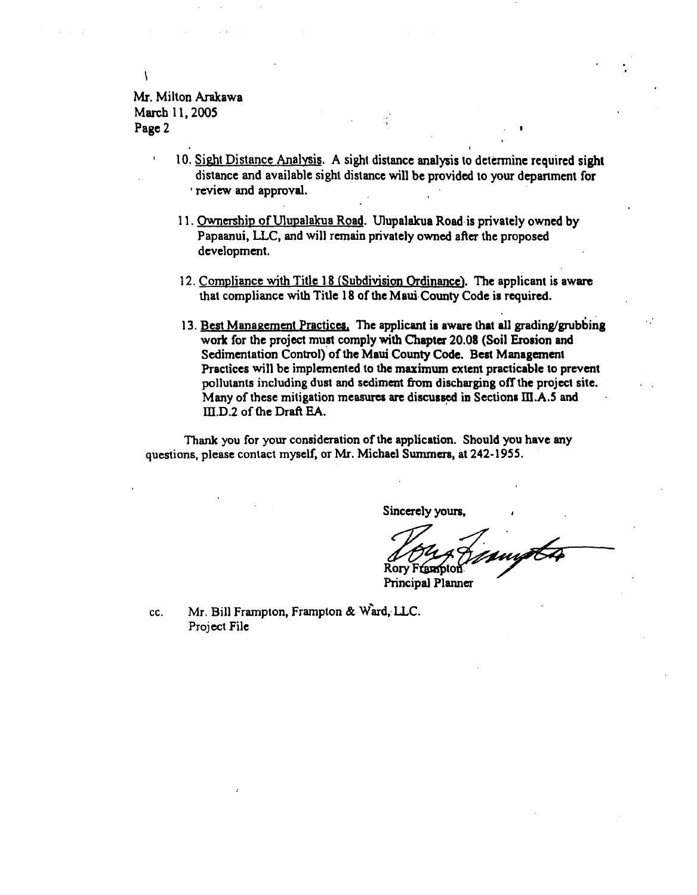Mr. Milton Arakawa
March 11, 2005
Page 2

10. Sight Distance Analysis. A sight distance analysis to determine required sight distance and available sight distance will be provided to your department for review and approval.

11. Ownership of Ulupalakua Road. Ulupalakua Road is privately owned by Papaanui, LLC, and will remain privately owned after the proposed development.

12. Compliance with Title 18 (Subdivision Ordinance). The applicant is aware that compliance with Title 18 of the Maui County Code is required.

13. Best Management Practices. The applicant is aware that all grading/grubbing work for the project must comply with Chapter 20.08 (Soil Erosion and Sedimentation Control) of the Maui County Code. Best Management Practices will be implemented to the maximum extent practicable to prevent pollutants including dust and sediment from discharging off the project site. Many of these mitigation measures are discussed in Sections III.A.5 and III.D.2 of the Draft EA.

Thank you for your consideration of the application. Should you have any questions, please contact myself, or Mr. Michael Summers, at 242-1955.

Sincerely yours,

Rory Frampton
Principal Planner

cc. Mr. Bill Frampton, Frampton & Ward, LLC.
Project File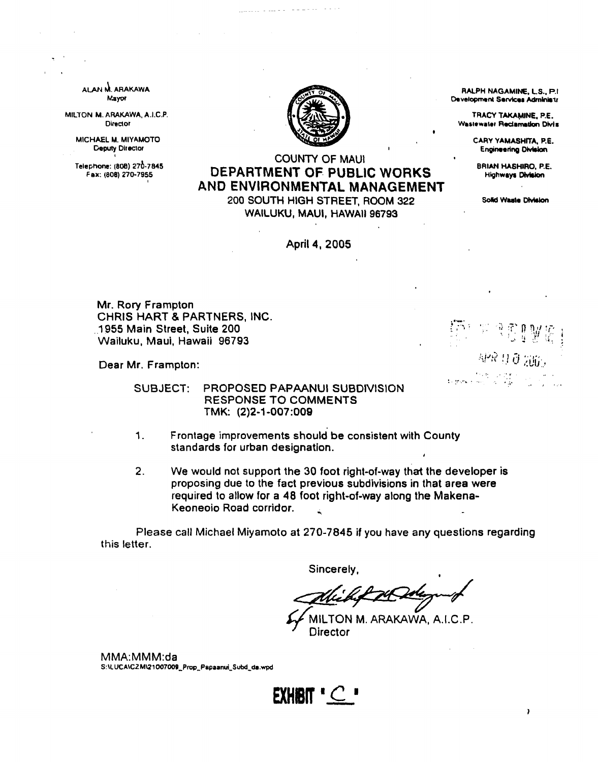ALAN M. ARAKAWA
Mayor

MILTON M. ARAKAWA, A.I.C.P.
Director

MICHAEL M. MIYAMOTO
Deputy Director

Telephone: (808) 270-7845
Fax: (808) 270-7955

RALPH NAGAMINE, L.S., P.E.
Development Services Administr

TRACY TAKAMINE, P.E.
Wastewater Reclamation Divis

CARY YAMASHITA, P.E.
Engineering Division

BRIAN HASHIRO, P.E.
Highways Division

Solid Waste Division

COUNTY OF MAUI

# DEPARTMENT OF PUBLIC WORKS AND ENVIRONMENTAL MANAGEMENT

200 SOUTH HIGH STREET, ROOM 322
WAILUKU, MAUI, HAWAII 96793

April 4, 2005

Mr. Rory Frampton
CHRIS HART & PARTNERS, INC.
1955 Main Street, Suite 200
Wailuku, Maui, Hawaii 96793

RECEIVED
APR 10 2005

Dear Mr. Frampton:

SUBJECT: PROPOSED PAPAANUI SUBDIVISION
RESPONSE TO COMMENTS
TMK: (2)2-1-007:009

1. Frontage improvements should be consistent with County standards for urban designation.

2. We would not support the 30 foot right-of-way that the developer is proposing due to the fact previous subdivisions in that area were required to allow for a 48 foot right-of-way along the Makena-Keoneoio Road corridor.

Please call Michael Miyamoto at 270-7845 if you have any questions regarding this letter.

Sincerely,

MILTON M. ARAKAWA, A.I.C.P.
Director

MMA:MMM:da
S:\LUCA\CZM\21007009_Prop_Papaanui_Subd_da.wpd

EXHIBIT "C"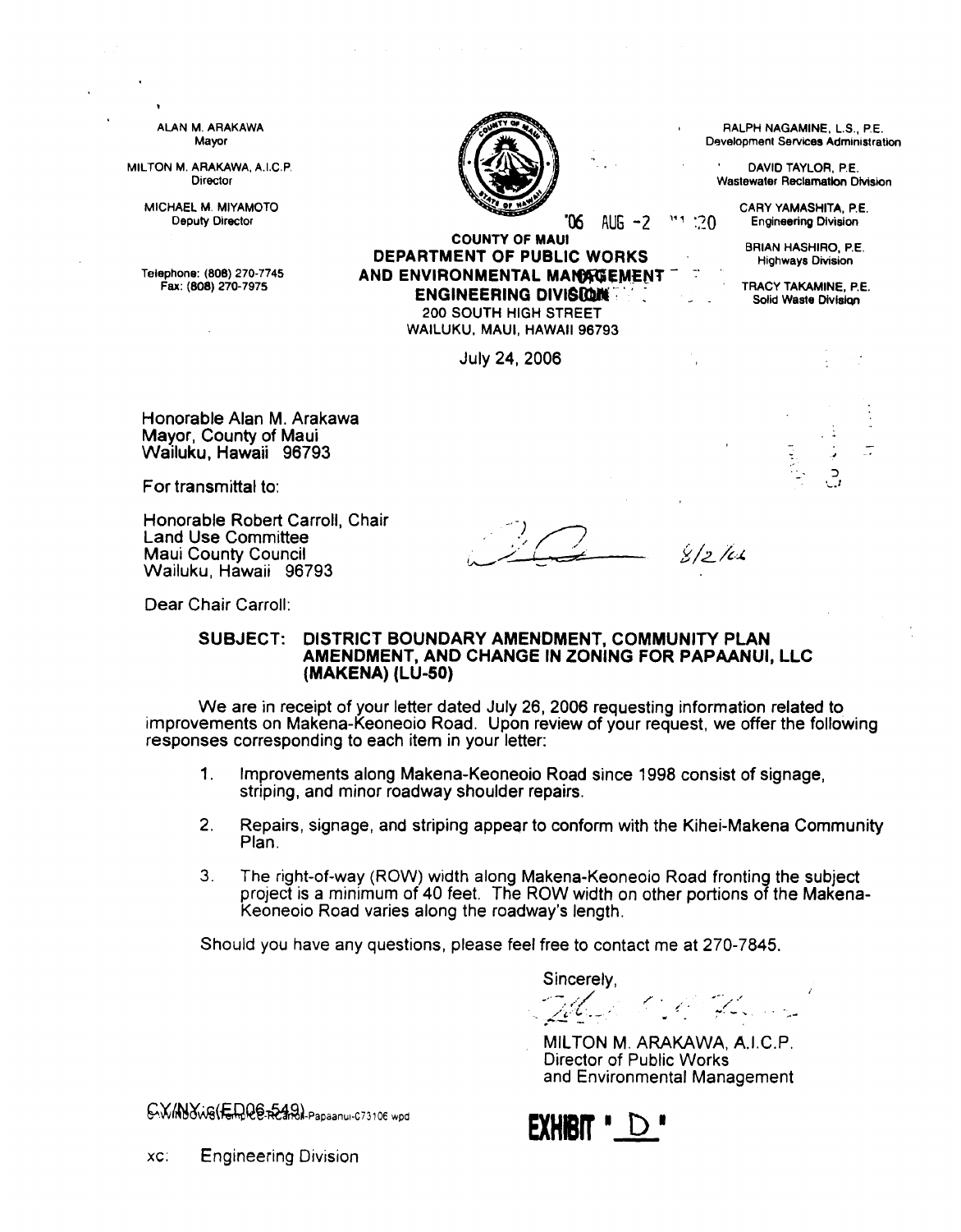ALAN M. ARAKAWA
Mayor

MILTON M. ARAKAWA, A.I.C.P.
Director

MICHAEL M. MIYAMOTO
Deputy Director

Telephone: (808) 270-7745
Fax: (808) 270-7975

**COUNTY OF MAUI**
**DEPARTMENT OF PUBLIC WORKS AND ENVIRONMENTAL MANAGEMENT**
**ENGINEERING DIVISION**
200 SOUTH HIGH STREET
WAILUKU, MAUI, HAWAII 96793

'06 AUG -2 11:20

RALPH NAGAMINE, L.S., P.E.
Development Services Administration

DAVID TAYLOR, P.E.
Wastewater Reclamation Division

CARY YAMASHITA, P.E.
Engineering Division

BRIAN HASHIRO, P.E.
Highways Division

TRACY TAKAMINE, P.E.
Solid Waste Division

July 24, 2006

Honorable Alan M. Arakawa
Mayor, County of Maui
Wailuku, Hawaii 96793

For transmittal to:

Honorable Robert Carroll, Chair
Land Use Committee
Maui County Council
Wailuku, Hawaii 96793

8/2/06

Dear Chair Carroll:

**SUBJECT: DISTRICT BOUNDARY AMENDMENT, COMMUNITY PLAN AMENDMENT, AND CHANGE IN ZONING FOR PAPAANUI, LLC (MAKENA) (LU-50)**

We are in receipt of your letter dated July 26, 2006 requesting information related to improvements on Makena-Keoneoio Road. Upon review of your request, we offer the following responses corresponding to each item in your letter:

1. Improvements along Makena-Keoneoio Road since 1998 consist of signage, striping, and minor roadway shoulder repairs.
2. Repairs, signage, and striping appear to conform with the Kihei-Makena Community Plan.
3. The right-of-way (ROW) width along Makena-Keoneoio Road fronting the subject project is a minimum of 40 feet. The ROW width on other portions of the Makena-Keoneoio Road varies along the roadway's length.

Should you have any questions, please feel free to contact me at 270-7845.

Sincerely,

MILTON M. ARAKAWA, A.I.C.P.
Director of Public Works
and Environmental Management

CY:NY:is(ED06-549) Papaanui-073106.wpd

**EXHIBIT "D"**

xc: Engineering Division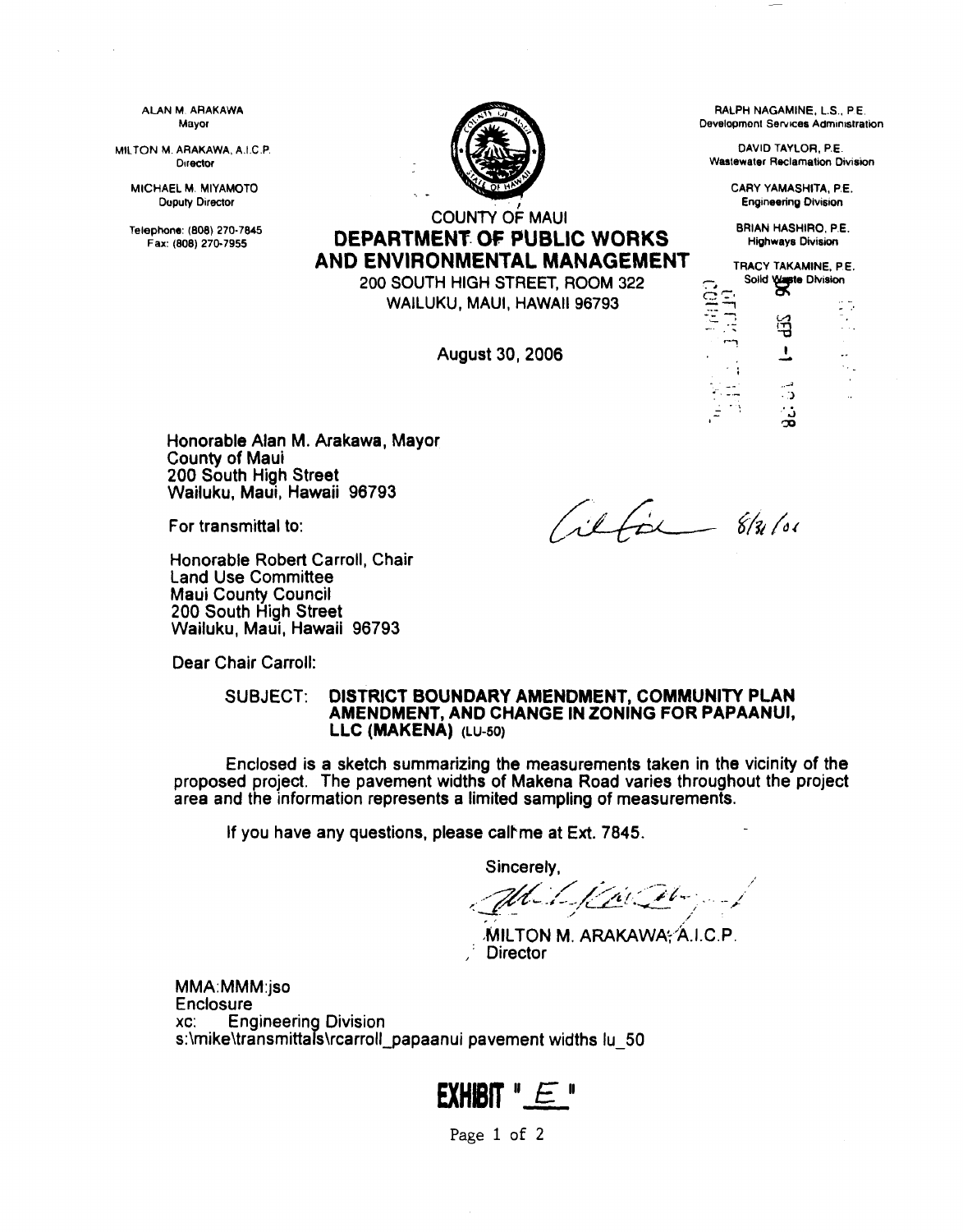ALAN M. ARAKAWA
Mayor

MILTON M. ARAKAWA, A.I.C.P.
Director

MICHAEL M. MIYAMOTO
Deputy Director

Telephone: (808) 270-7845
Fax: (808) 270-7955

RALPH NAGAMINE, L.S., P.E.
Development Services Administration

DAVID TAYLOR, P.E.
Wastewater Reclamation Division

CARY YAMASHITA, P.E.
Engineering Division

BRIAN HASHIRO, P.E.
Highways Division

TRACY TAKAMINE, P.E.
Solid Waste Division

COUNTY OF MAUI

# DEPARTMENT OF PUBLIC WORKS AND ENVIRONMENTAL MANAGEMENT

200 SOUTH HIGH STREET, ROOM 322
WAILUKU, MAUI, HAWAII 96793

August 30, 2006

Honorable Alan M. Arakawa, Mayor
County of Maui
200 South High Street
Wailuku, Maui, Hawaii 96793

For transmittal to:

Honorable Robert Carroll, Chair
Land Use Committee
Maui County Council
200 South High Street
Wailuku, Maui, Hawaii 96793

Dear Chair Carroll:

SUBJECT: **DISTRICT BOUNDARY AMENDMENT, COMMUNITY PLAN AMENDMENT, AND CHANGE IN ZONING FOR PAPAANUI, LLC (MAKENA)** (LU-50)

Enclosed is a sketch summarizing the measurements taken in the vicinity of the proposed project. The pavement widths of Makena Road varies throughout the project area and the information represents a limited sampling of measurements.

If you have any questions, please call me at Ext. 7845.

Sincerely,

MILTON M. ARAKAWA, A.I.C.P.
Director

MMA:MMM:jso
Enclosure
xc: Engineering Division
s:\mike\transmittals\rcarroll_papaanui pavement widths lu_50

**EXHIBIT "E"**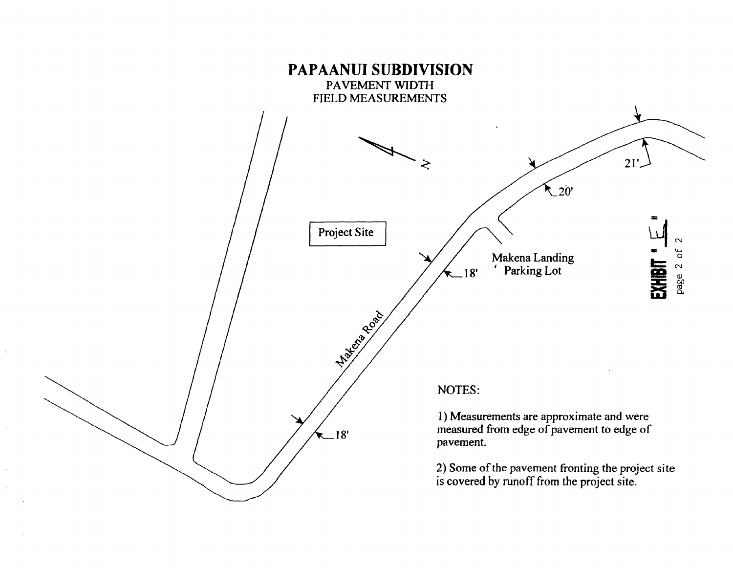# PAPAANUI SUBDIVISION

PAVEMENT WIDTH
FIELD MEASUREMENTS

N

Project Site

Makena Road

18'

18'

20'

21'

Makena Landing
Parking Lot

EXHIBIT "E"
page 2 of 2

NOTES:

1) Measurements are approximate and were measured from edge of pavement to edge of pavement.

2) Some of the pavement fronting the project site is covered by runoff from the project site.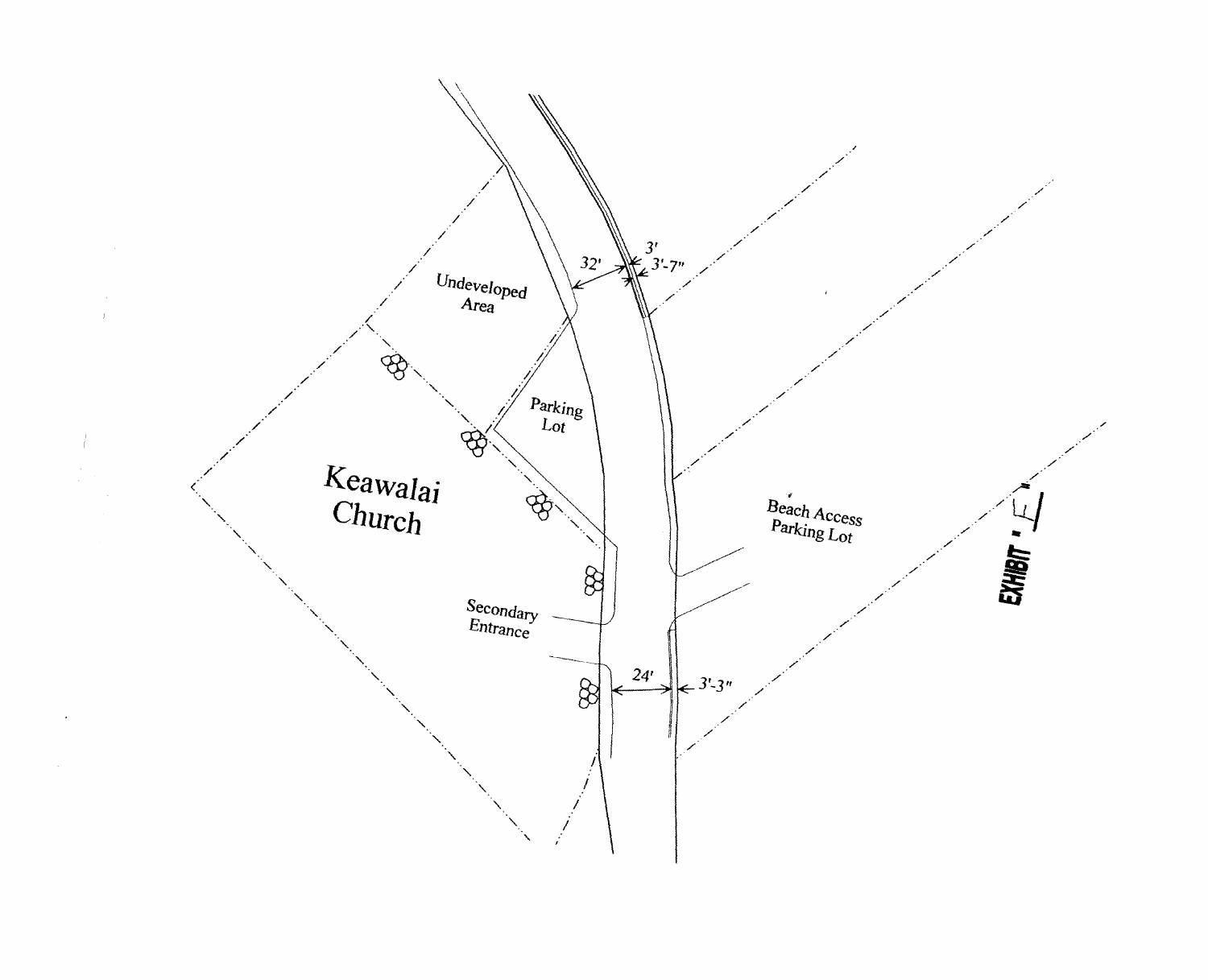EXHIBIT "E"

Keawalai Church

Undeveloped Area

Parking Lot

Secondary Entrance

Beach Access Parking Lot

32'

3'

3'-7"

24'

3'-3"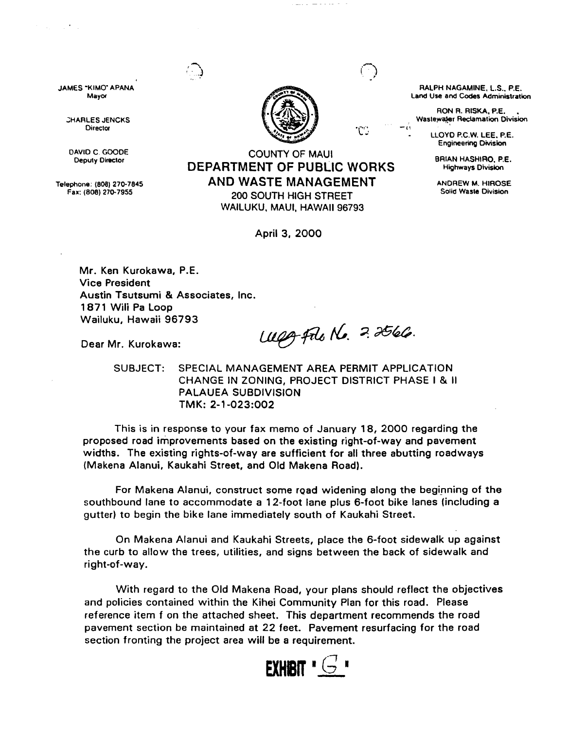JAMES "KIMO" APANA
Mayor

CHARLES JENCKS
Director

DAVID C. GOODE
Deputy Director

Telephone: (808) 270-7845
Fax: (808) 270-7955

COUNTY OF MAUI
**DEPARTMENT OF PUBLIC WORKS AND WASTE MANAGEMENT**
200 SOUTH HIGH STREET
WAILUKU, MAUI, HAWAII 96793

RALPH NAGAMINE, L.S., P.E.
Land Use and Codes Administration

RON R. RISKA, P.E.
Wastewater Reclamation Division

LLOYD P.C.W. LEE, P.E.
Engineering Division

BRIAN HASHIRO, P.E.
Highways Division

ANDREW M. HIROSE
Solid Waste Division

April 3, 2000

Mr. Ken Kurokawa, P.E.
Vice President
Austin Tsutsumi & Associates, Inc.
1871 Wili Pa Loop
Wailuku, Hawaii 96793

Dear Mr. Kurokawa:

*Weg File No. 2.2566.*

SUBJECT: SPECIAL MANAGEMENT AREA PERMIT APPLICATION
CHANGE IN ZONING, PROJECT DISTRICT PHASE I & II
PALAUEA SUBDIVISION
TMK: 2-1-023:002

This is in response to your fax memo of January 18, 2000 regarding the proposed road improvements based on the existing right-of-way and pavement widths. The existing rights-of-way are sufficient for all three abutting roadways (Makena Alanui, Kaukahi Street, and Old Makena Road).

For Makena Alanui, construct some road widening along the beginning of the southbound lane to accommodate a 12-foot lane plus 6-foot bike lanes (including a gutter) to begin the bike lane immediately south of Kaukahi Street.

On Makena Alanui and Kaukahi Streets, place the 6-foot sidewalk up against the curb to allow the trees, utilities, and signs between the back of sidewalk and right-of-way.

With regard to the Old Makena Road, your plans should reflect the objectives and policies contained within the Kihei Community Plan for this road. Please reference item f on the attached sheet. This department recommends the road pavement section be maintained at 22 feet. Pavement resurfacing for the road section fronting the project area will be a requirement.

**EXHIBIT "G"**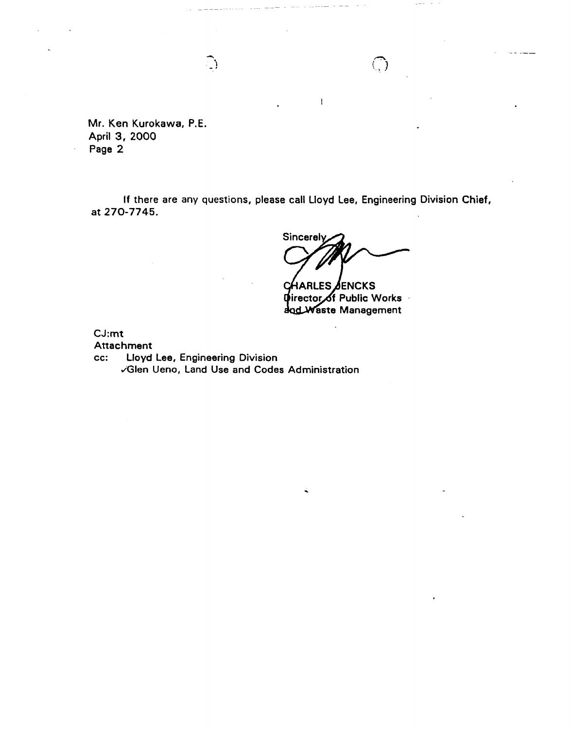Mr. Ken Kurokawa, P.E.
April 3, 2000
Page 2

If there are any questions, please call Lloyd Lee, Engineering Division Chief, at 270-7745.

Sincerely,

CHARLES JENCKS
Director of Public Works
and Waste Management

CJ:mt
Attachment
cc: Lloyd Lee, Engineering Division
✓Glen Ueno, Land Use and Codes Administration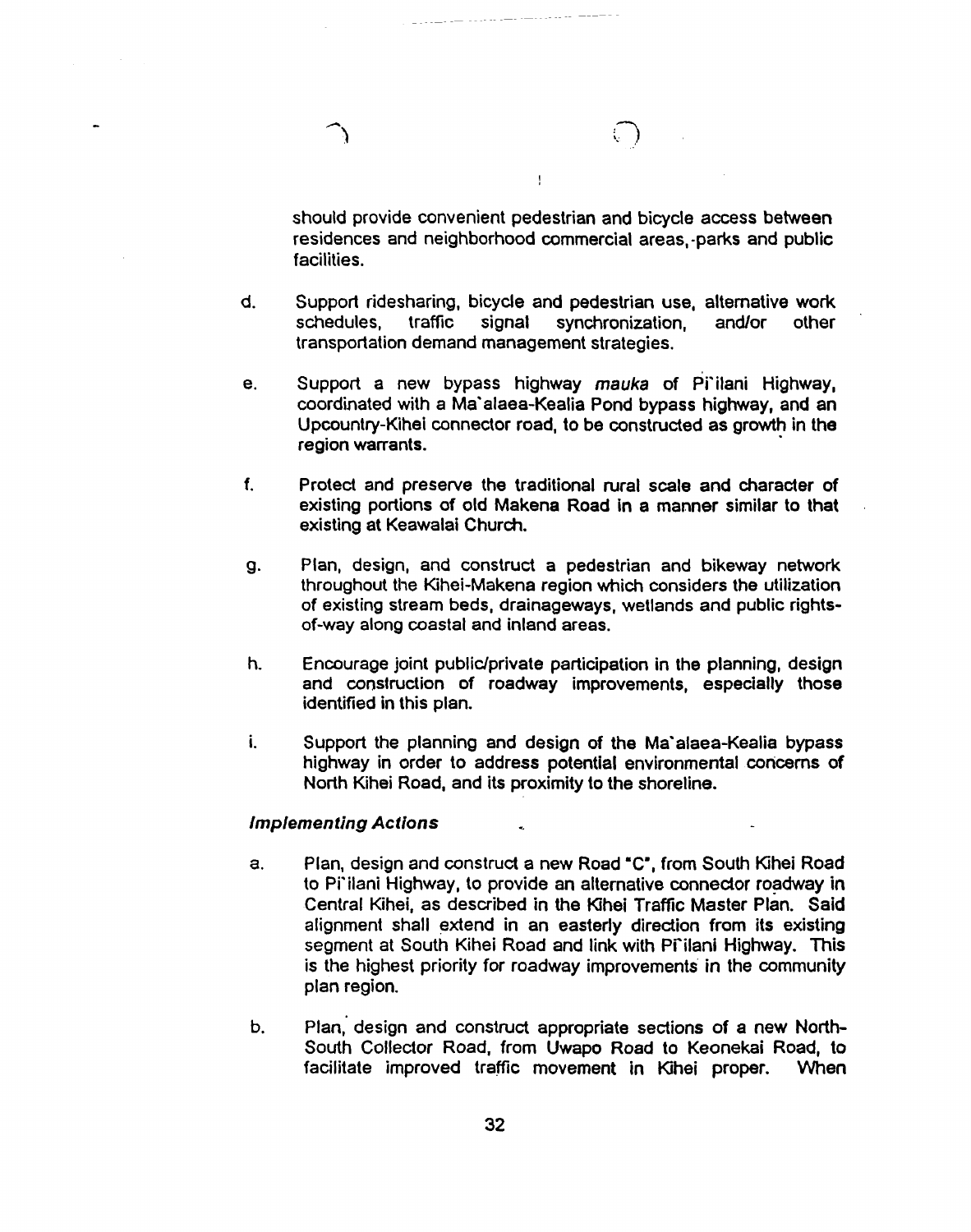should provide convenient pedestrian and bicycle access between residences and neighborhood commercial areas, parks and public facilities.

d. Support ridesharing, bicycle and pedestrian use, alternative work schedules, traffic signal synchronization, and/or other transportation demand management strategies.

e. Support a new bypass highway *mauka* of Pi`ilani Highway, coordinated with a Ma`alaea-Kealia Pond bypass highway, and an Upcountry-Kihei connector road, to be constructed as growth in the region warrants.

f. Protect and preserve the traditional rural scale and character of existing portions of old Makena Road in a manner similar to that existing at Keawalai Church.

g. Plan, design, and construct a pedestrian and bikeway network throughout the Kihei-Makena region which considers the utilization of existing stream beds, drainageways, wetlands and public rights-of-way along coastal and inland areas.

h. Encourage joint public/private participation in the planning, design and construction of roadway improvements, especially those identified in this plan.

i. Support the planning and design of the Ma`alaea-Kealia bypass highway in order to address potential environmental concerns of North Kihei Road, and its proximity to the shoreline.

### *Implementing Actions*

a. Plan, design and construct a new Road "C", from South Kihei Road to Pi`ilani Highway, to provide an alternative connector roadway in Central Kihei, as described in the Kihei Traffic Master Plan. Said alignment shall extend in an easterly direction from its existing segment at South Kihei Road and link with Pi`ilani Highway. This is the highest priority for roadway improvements in the community plan region.

b. Plan, design and construct appropriate sections of a new North-South Collector Road, from Uwapo Road to Keonekai Road, to facilitate improved traffic movement in Kihei proper. When